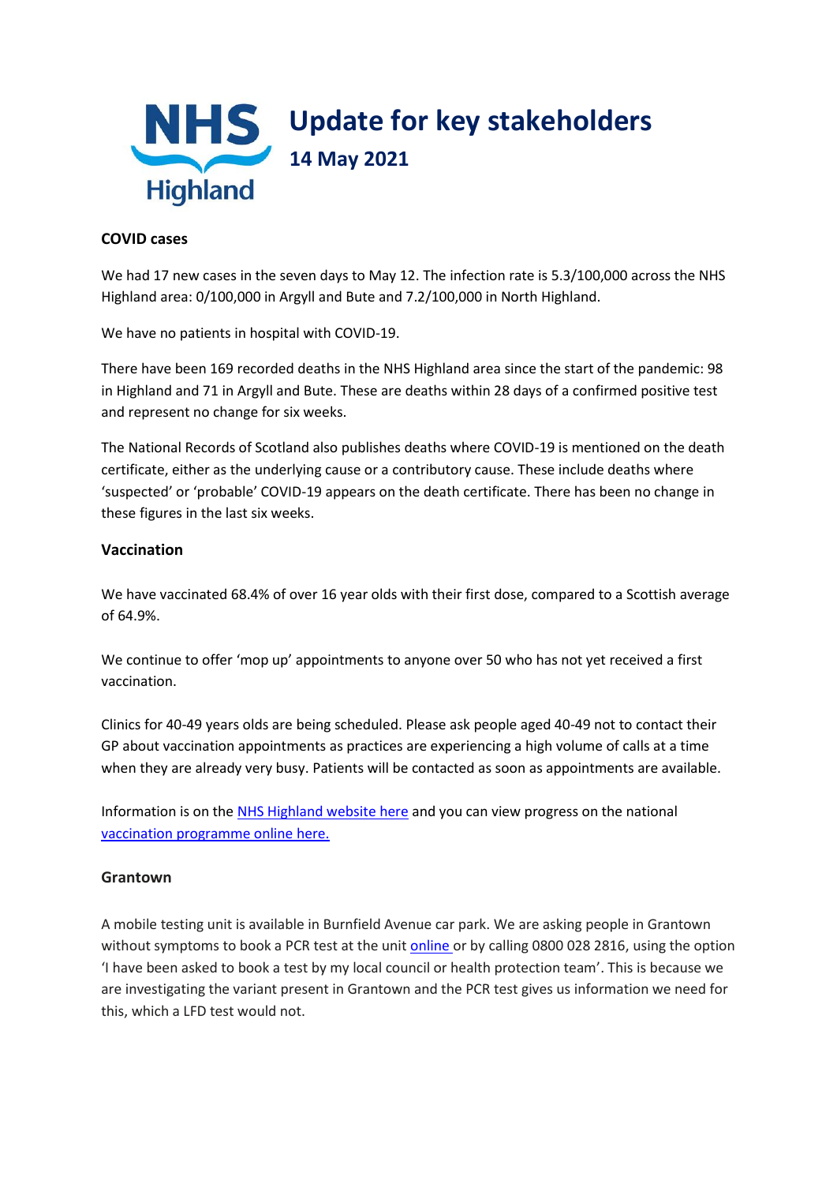NHS Highland

# Update for key stakeholders

## 14 May 2021

**COVID cases**

We had 17 new cases in the seven days to May 12. The infection rate is 5.3/100,000 across the NHS Highland area: 0/100,000 in Argyll and Bute and 7.2/100,000 in North Highland.

We have no patients in hospital with COVID-19.

There have been 169 recorded deaths in the NHS Highland area since the start of the pandemic: 98 in Highland and 71 in Argyll and Bute. These are deaths within 28 days of a confirmed positive test and represent no change for six weeks.

The National Records of Scotland also publishes deaths where COVID-19 is mentioned on the death certificate, either as the underlying cause or a contributory cause. These include deaths where 'suspected' or 'probable' COVID-19 appears on the death certificate. There has been no change in these figures in the last six weeks.

**Vaccination**

We have vaccinated 68.4% of over 16 year olds with their first dose, compared to a Scottish average of 64.9%.

We continue to offer 'mop up' appointments to anyone over 50 who has not yet received a first vaccination.

Clinics for 40-49 years olds are being scheduled. Please ask people aged 40-49 not to contact their GP about vaccination appointments as practices are experiencing a high volume of calls at a time when they are already very busy. Patients will be contacted as soon as appointments are available.

Information is on the NHS Highland website here and you can view progress on the national vaccination programme online here.

**Grantown**

A mobile testing unit is available in Burnfield Avenue car park. We are asking people in Grantown without symptoms to book a PCR test at the unit online or by calling 0800 028 2816, using the option 'I have been asked to book a test by my local council or health protection team'. This is because we are investigating the variant present in Grantown and the PCR test gives us information we need for this, which a LFD test would not.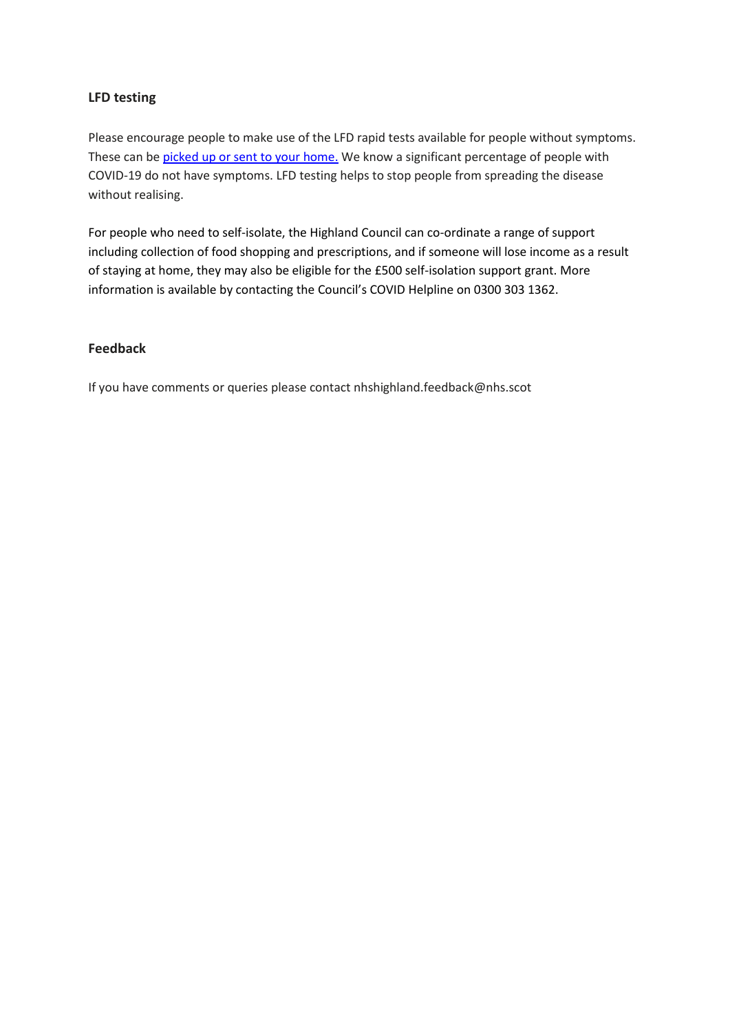## LFD testing

Please encourage people to make use of the LFD rapid tests available for people without symptoms. These can be picked up or sent to your home. We know a significant percentage of people with COVID-19 do not have symptoms. LFD testing helps to stop people from spreading the disease without realising.

For people who need to self-isolate, the Highland Council can co-ordinate a range of support including collection of food shopping and prescriptions, and if someone will lose income as a result of staying at home, they may also be eligible for the £500 self-isolation support grant. More information is available by contacting the Council's COVID Helpline on 0300 303 1362.

## Feedback

If you have comments or queries please contact nhshighland.feedback@nhs.scot